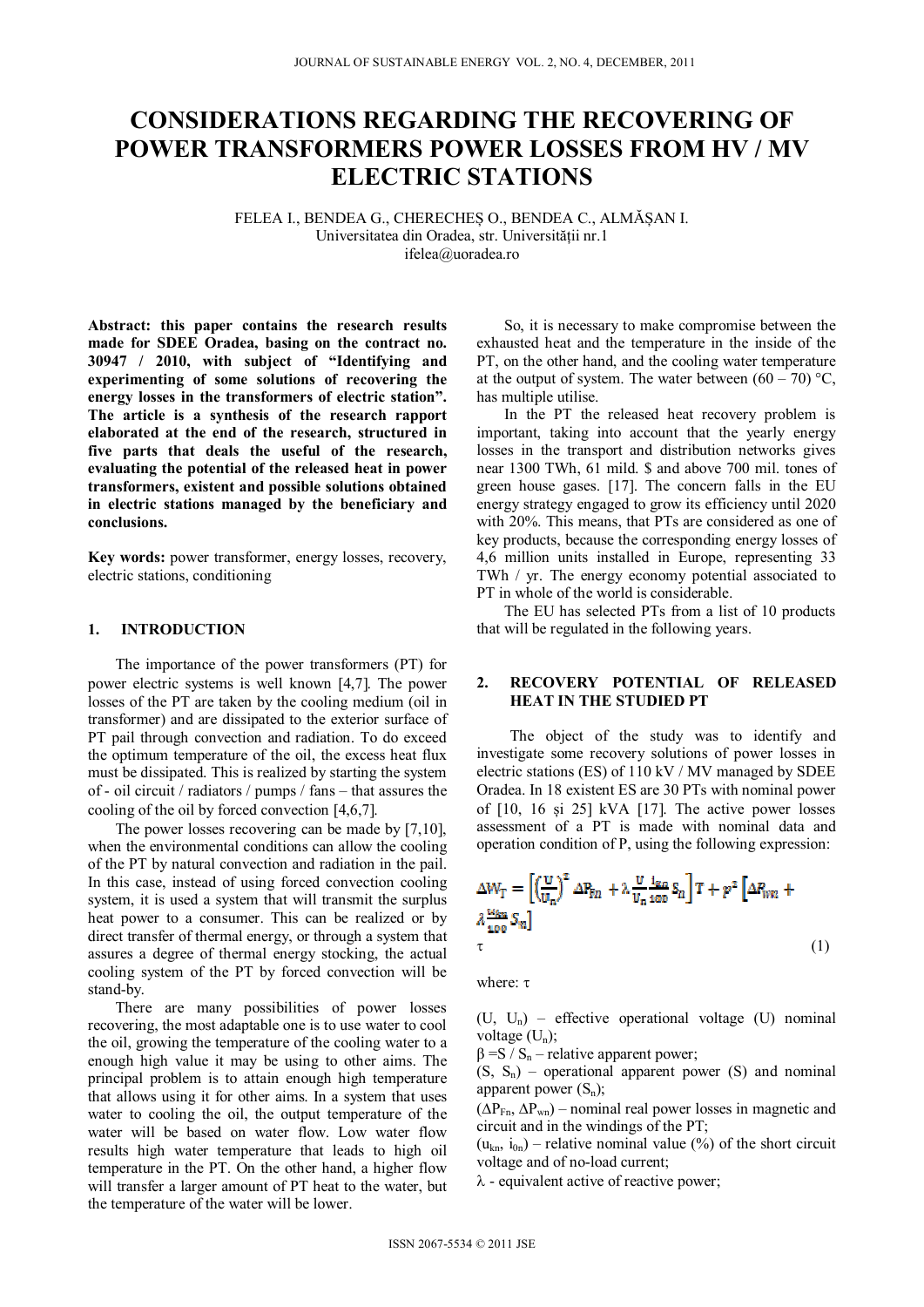# CONSIDERATIONS REGARDING THE RECOVERING OF POWER TRANSFORMERS POWER LOSSES FROM HV / MV ELECTRIC STATIONS

FELEA I., BENDEA G., CHERECHEȘ O., BENDEA C., ALMĂȘAN I.
Universitatea din Oradea, str. Universității nr.1
ifelea@uoradea.ro

**Abstract: this paper contains the research results made for SDEE Oradea, basing on the contract no. 30947 / 2010, with subject of "Identifying and experimenting of some solutions of recovering the energy losses in the transformers of electric station". The article is a synthesis of the research rapport elaborated at the end of the research, structured in five parts that deals the useful of the research, evaluating the potential of the released heat in power transformers, existent and possible solutions obtained in electric stations managed by the beneficiary and conclusions.**

**Key words:** power transformer, energy losses, recovery, electric stations, conditioning

## 1. INTRODUCTION

The importance of the power transformers (PT) for power electric systems is well known [4,7]. The power losses of the PT are taken by the cooling medium (oil in transformer) and are dissipated to the exterior surface of PT pail through convection and radiation. To do exceed the optimum temperature of the oil, the excess heat flux must be dissipated. This is realized by starting the system of - oil circuit / radiators / pumps / fans – that assures the cooling of the oil by forced convection [4,6,7].

The power losses recovering can be made by [7,10], when the environmental conditions can allow the cooling of the PT by natural convection and radiation in the pail. In this case, instead of using forced convection cooling system, it is used a system that will transmit the surplus heat power to a consumer. This can be realized or by direct transfer of thermal energy, or through a system that assures a degree of thermal energy stocking, the actual cooling system of the PT by forced convection will be stand-by.

There are many possibilities of power losses recovering, the most adaptable one is to use water to cool the oil, growing the temperature of the cooling water to a enough high value it may be using to other aims. The principal problem is to attain enough high temperature that allows using it for other aims. In a system that uses water to cooling the oil, the output temperature of the water will be based on water flow. Low water flow results high water temperature that leads to high oil temperature in the PT. On the other hand, a higher flow will transfer a larger amount of PT heat to the water, but the temperature of the water will be lower.

So, it is necessary to make compromise between the exhausted heat and the temperature in the inside of the PT, on the other hand, and the cooling water temperature at the output of system. The water between (60 – 70) °C, has multiple utilise.

In the PT the released heat recovery problem is important, taking into account that the yearly energy losses in the transport and distribution networks gives near 1300 TWh, 61 mild. $ and above 700 mil. tones of green house gases. [17]. The concern falls in the EU energy strategy engaged to grow its efficiency until 2020 with 20%. This means, that PTs are considered as one of key products, because the corresponding energy losses of 4,6 million units installed in Europe, representing 33 TWh / yr. The energy economy potential associated to PT in whole of the world is considerable.

The EU has selected PTs from a list of 10 products that will be regulated in the following years.

## 2. RECOVERY POTENTIAL OF RELEASED HEAT IN THE STUDIED PT

The object of the study was to identify and investigate some recovery solutions of power losses in electric stations (ES) of 110 kV / MV managed by SDEE Oradea. In 18 existent ES are 30 PTs with nominal power of [10, 16 și 25] kVA [17]. The active power losses assessment of a PT is made with nominal data and operation condition of P, using the following expression:

$$\Delta W_T = \left[\left(\frac{U}{U_n}\right)^2 \Delta P_{Fn} + \lambda \frac{U}{U_n}\frac{i_{0n}}{100} S_n\right] T + \beta^2 \left[\Delta P_{Wn} + \lambda \frac{u_{kn}}{100} S_n\right] \tau \quad (1)$$

where: $\tau$

$(U, U_n)$ – effective operational voltage ($U$) nominal voltage ($U_n$);

$\beta = S / S_n$ – relative apparent power;

$(S, S_n)$ – operational apparent power ($S$) and nominal apparent power ($S_n$);

$(\Delta P_{Fn}, \Delta P_{wn})$ – nominal real power losses in magnetic and cut circuit and in the windings of the PT;

$(u_{kn}, i_{0n})$ – relative nominal value (%) of the short circuit voltage and of no-load current;

$\lambda$ - equivalent active of reactive power;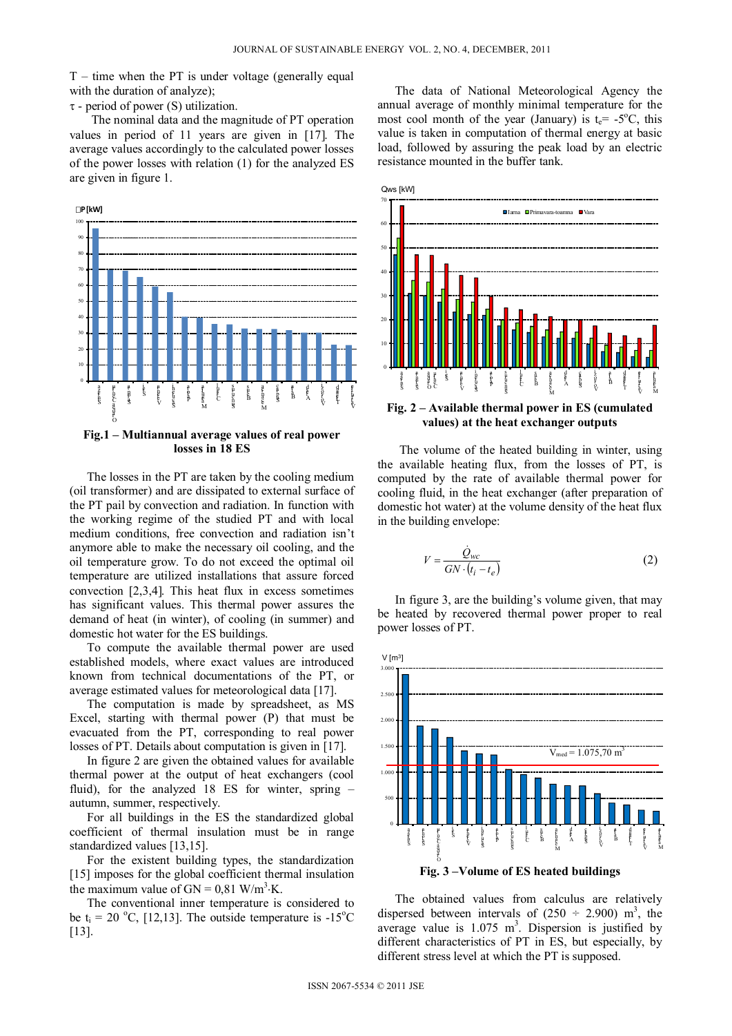T – time when the PT is under voltage (generally equal with the duration of analyze);

τ - period of power (S) utilization.

The nominal data and the magnitude of PT operation values in period of 11 years are given in [17]. The average values accordingly to the calculated power losses of the power losses with relation (1) for the analyzed ES are given in figure 1.

**Fig.1 – Multiannual average values of real power losses in 18 ES**

The losses in the PT are taken by the cooling medium (oil transformer) and are dissipated to external surface of the PT pail by convection and radiation. In function with the working regime of the studied PT and with local medium conditions, free convection and radiation isn't anymore able to make the necessary oil cooling, and the oil temperature grow. To do not exceed the optimal oil temperature are utilized installations that assure forced convection [2,3,4]. This heat flux in excess sometimes has significant values. This thermal power assures the demand of heat (in winter), of cooling (in summer) and domestic hot water for the ES buildings.

To compute the available thermal power are used established models, where exact values are introduced known from technical documentations of the PT, or average estimated values for meteorological data [17].

The computation is made by spreadsheet, as MS Excel, starting with thermal power (P) that must be evacuated from the PT, corresponding to real power losses of PT. Details about computation is given in [17].

In figure 2 are given the obtained values for available thermal power at the output of heat exchangers (cool fluid), for the analyzed 18 ES for winter, spring – autumn, summer, respectively.

For all buildings in the ES the standardized global coefficient of thermal insulation must be in range standardized values [13,15].

For the existent building types, the standardization [15] imposes for the global coefficient thermal insulation the maximum value of GN = 0,81 W/m$^3$·K.

The conventional inner temperature is considered to be $t_i$ = 20 $^o$C, [12,13]. The outside temperature is -15$^o$C [13].

The data of National Meteorological Agency the annual average of monthly minimal temperature for the most cool month of the year (January) is $t_e$= -5$^o$C, this value is taken in computation of thermal energy at basic load, followed by assuring the peak load by an electric resistance mounted in the buffer tank.

**Fig. 2 – Available thermal power in ES (cumulated values) at the heat exchanger outputs**

The volume of the heated building in winter, using the available heating flux, from the losses of PT, is computed by the rate of available thermal power for cooling fluid, in the heat exchanger (after preparation of domestic hot water) at the volume density of the heat flux in the building envelope:

$$V = \frac{\dot{Q}_{wc}}{GN \cdot (t_i - t_e)} \qquad (2)$$

In figure 3, are the building's volume given, that may be heated by recovered thermal power proper to real power losses of PT.

**Fig. 3 –Volume of ES heated buildings**

The obtained values from calculus are relatively dispersed between intervals of (250 ÷ 2.900) m$^3$, the average value is 1.075 m$^3$. Dispersion is justified by different characteristics of PT in ES, but especially, by different stress level at which the PT is supposed.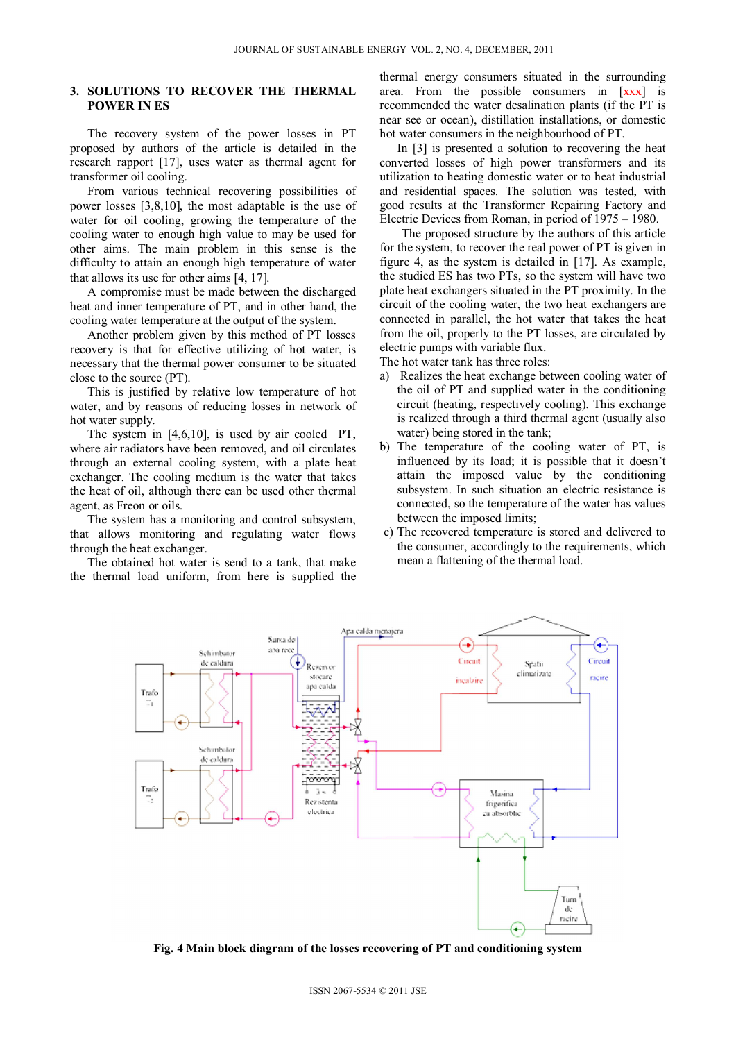## 3. SOLUTIONS TO RECOVER THE THERMAL POWER IN ES

The recovery system of the power losses in PT proposed by authors of the article is detailed in the research rapport [17], uses water as thermal agent for transformer oil cooling.

From various technical recovering possibilities of power losses [3,8,10], the most adaptable is the use of water for oil cooling, growing the temperature of the cooling water to enough high value to may be used for other aims. The main problem in this sense is the difficulty to attain an enough high temperature of water that allows its use for other aims [4, 17].

A compromise must be made between the discharged heat and inner temperature of PT, and in other hand, the cooling water temperature at the output of the system.

Another problem given by this method of PT losses recovery is that for effective utilizing of hot water, is necessary that the thermal power consumer to be situated close to the source (PT).

This is justified by relative low temperature of hot water, and by reasons of reducing losses in network of hot water supply.

The system in [4,6,10], is used by air cooled PT, where air radiators have been removed, and oil circulates through an external cooling system, with a plate heat exchanger. The cooling medium is the water that takes the heat of oil, although there can be used other thermal agent, as Freon or oils.

The system has a monitoring and control subsystem, that allows monitoring and regulating water flows through the heat exchanger.

The obtained hot water is send to a tank, that make the thermal load uniform, from here is supplied the thermal energy consumers situated in the surrounding area. From the possible consumers in [xxx] is recommended the water desalination plants (if the PT is near see or ocean), distillation installations, or domestic hot water consumers in the neighbourhood of PT.

In [3] is presented a solution to recovering the heat converted losses of high power transformers and its utilization to heating domestic water or to heat industrial and residential spaces. The solution was tested, with good results at the Transformer Repairing Factory and Electric Devices from Roman, in period of 1975 – 1980.

The proposed structure by the authors of this article for the system, to recover the real power of PT is given in figure 4, as the system is detailed in [17]. As example, the studied ES has two PTs, so the system will have two plate heat exchangers situated in the PT proximity. In the circuit of the cooling water, the two heat exchangers are connected in parallel, the hot water that takes the heat from the oil, properly to the PT losses, are circulated by electric pumps with variable flux.

The hot water tank has three roles:

a) Realizes the heat exchange between cooling water of the oil of PT and supplied water in the conditioning circuit (heating, respectively cooling). This exchange is realized through a third thermal agent (usually also water) being stored in the tank;
b) The temperature of the cooling water of PT, is influenced by its load; it is possible that it doesn't attain the imposed value by the conditioning subsystem. In such situation an electric resistance is connected, so the temperature of the water has values between the imposed limits;
c) The recovered temperature is stored and delivered to the consumer, accordingly to the requirements, which mean a flattening of the thermal load.

**Fig. 4 Main block diagram of the losses recovering of PT and conditioning system**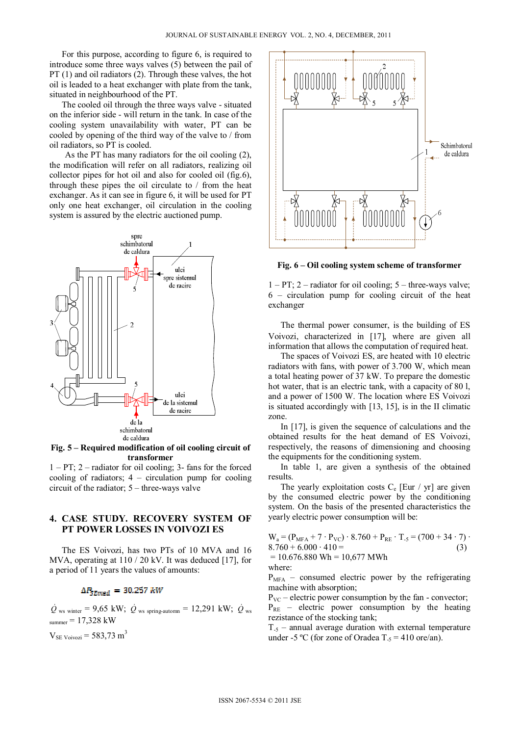For this purpose, according to figure 6, is required to introduce some three ways valves (5) between the pail of PT (1) and oil radiators (2). Through these valves, the hot oil is leaded to a heat exchanger with plate from the tank, situated in neighbourhood of the PT.

The cooled oil through the three ways valve - situated on the inferior side - will return in the tank. In case of the cooling system unavailability with water, PT can be cooled by opening of the third way of the valve to / from oil radiators, so PT is cooled.

As the PT has many radiators for the oil cooling (2), the modification will refer on all radiators, realizing oil collector pipes for hot oil and also for cooled oil (fig.6), through these pipes the oil circulate to / from the heat exchanger. As it can see in figure 6, it will be used for PT only one heat exchanger, oil circulation in the cooling system is assured by the electric auctioned pump.

**Fig. 5 – Required modification of oil cooling circuit of transformer**

1 – PT; 2 – radiator for oil cooling; 3- fans for the forced cooling of radiators; 4 – circulation pump for cooling circuit of the radiator; 5 – three-ways valve

## 4. CASE STUDY. RECOVERY SYSTEM OF PT POWER LOSSES IN VOIVOZI ES

The ES Voivozi, has two PTs of 10 MVA and 16 MVA, operating at 110 / 20 kV. It was deduced [17], for a period of 11 years the values of amounts:

$$\Delta P_{\Sigma med} = 30.257\ kW$$

$\dot{Q}_{ws\ winter} = 9{,}65$ kW; $\dot{Q}_{ws\ spring\text{-}automn} = 12{,}291$ kW; $\dot{Q}_{ws\ summer} = 17{,}328$ kW

$V_{SE\ Voivozi} = 583{,}73\ m^3$

**Fig. 6 – Oil cooling system scheme of transformer**

1 – PT; 2 – radiator for oil cooling; 5 – three-ways valve; 6 – circulation pump for cooling circuit of the heat exchanger

The thermal power consumer, is the building of ES Voivozi, characterized in [17], where are given all information that allows the computation of required heat.

The spaces of Voivozi ES, are heated with 10 electric radiators with fans, with power of 3.700 W, which mean a total heating power of 37 kW. To prepare the domestic hot water, that is an electric tank, with a capacity of 80 l, and a power of 1500 W. The location where ES Voivozi is situated accordingly with [13, 15], is in the II climatic zone.

In [17], is given the sequence of calculations and the obtained results for the heat demand of ES Voivozi, respectively, the reasons of dimensioning and choosing the equipments for the conditioning system.

In table 1, are given a synthesis of the obtained results.

The yearly exploitation costs $C_e$ [Eur / yr] are given by the consumed electric power by the conditioning system. On the basis of the presented characteristics the yearly electric power consumption will be:

$$W_a = (P_{MFA} + 7 \cdot P_{VC}) \cdot 8.760 + P_{RE} \cdot T_{-5} = (700 + 34 \cdot 7) \cdot 8.760 + 6.000 \cdot 410 = \quad (3)$$
$$= 10.676.880\ Wh = 10{,}677\ MWh$$

where:

$P_{MFA}$ – consumed electric power by the refrigerating machine with absorption;

$P_{VC}$ – electric power consumption by the fan - convector;

$P_{RE}$ – electric power consumption by the heating rezistance of the stocking tank;

$T_{-5}$ – annual average duration with external temperature under -5 ºC (for zone of Oradea $T_{-5}$ = 410 ore/an).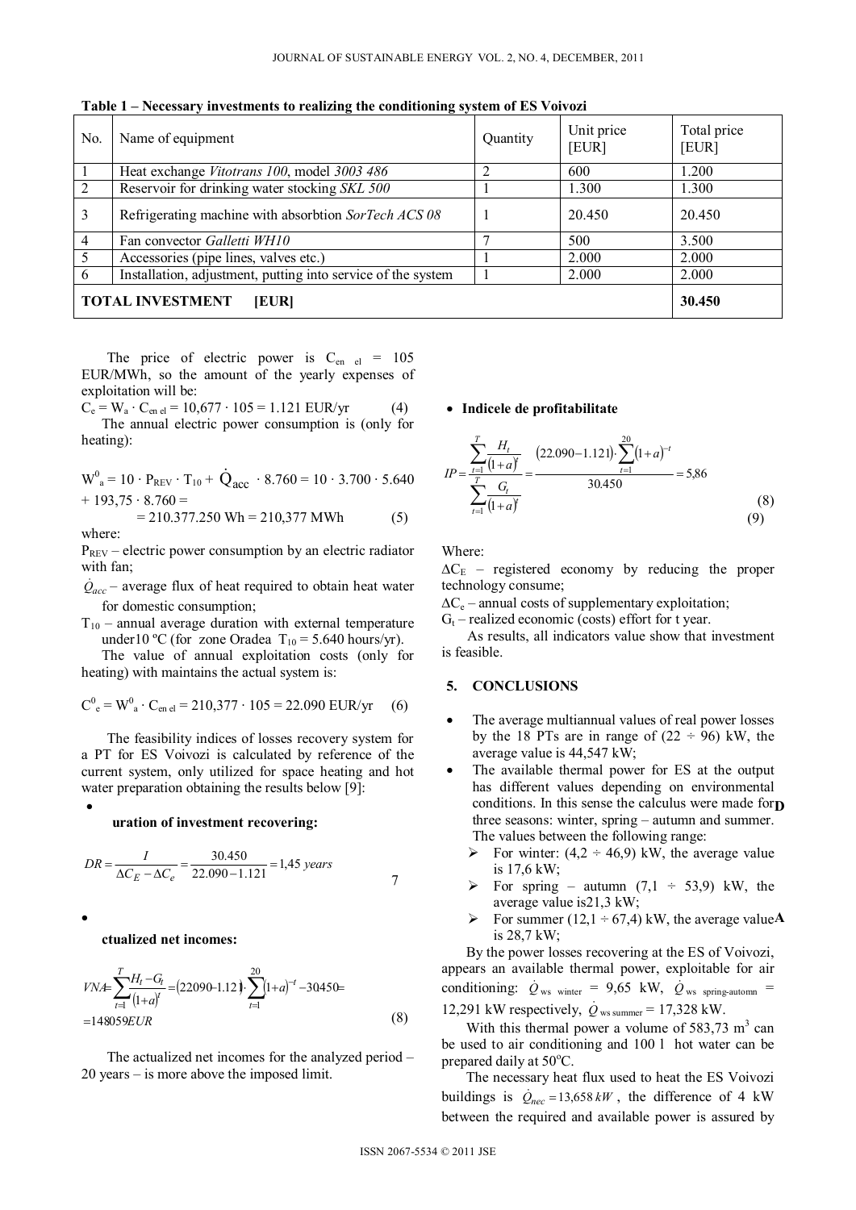**Table 1 – Necessary investments to realizing the conditioning system of ES Voivozi**

| No. | Name of equipment | Quantity | Unit price [EUR] | Total price [EUR] |
|---|---|---|---|---|
| 1 | Heat exchange *Vitotrans 100*, model *3003 486* | 2 | 600 | 1.200 |
| 2 | Reservoir for drinking water stocking *SKL 500* | 1 | 1.300 | 1.300 |
| 3 | Refrigerating machine with absorbtion *SorTech ACS 08* | 1 | 20.450 | 20.450 |
| 4 | Fan convector *Galletti WH10* | 7 | 500 | 3.500 |
| 5 | Accessories (pipe lines, valves etc.) | 1 | 2.000 | 2.000 |
| 6 | Installation, adjustment, putting into service of the system | 1 | 2.000 | 2.000 |
| **TOTAL INVESTMENT [EUR]** | | | | **30.450** |

The price of electric power is $C_{en\ el}$ = 105 EUR/MWh, so the amount of the yearly expenses of exploitation will be:

$$C_e = W_a \cdot C_{en\ el} = 10{,}677 \cdot 105 = 1.121 \text{ EUR/yr} \quad (4)$$

The annual electric power consumption is (only for heating):

$$W^0_a = 10 \cdot P_{REV} \cdot T_{10} + \dot{Q}_{acc} \cdot 8.760 = 10 \cdot 3.700 \cdot 5.640 + 193{,}75 \cdot 8.760 = 210.377.250 \text{ Wh} = 210{,}377 \text{ MWh} \quad (5)$$

where:

$P_{REV}$ – electric power consumption by an electric radiator with fan;

$\dot{Q}_{acc}$ – average flux of heat required to obtain heat water for domestic consumption;

$T_{10}$ – annual average duration with external temperature under10 ºC (for zone Oradea $T_{10}$ = 5.640 hours/yr).

The value of annual exploitation costs (only for heating) with maintains the actual system is:

$$C^0_e = W^0_a \cdot C_{en\ el} = 210{,}377 \cdot 105 = 22.090 \text{ EUR/yr} \quad (6)$$

The feasibility indices of losses recovery system for a PT for ES Voivozi is calculated by reference of the current system, only utilized for space heating and hot water preparation obtaining the results below [9]:

- **uration of investment recovering:**

$$DR = \frac{I}{\Delta C_E - \Delta C_e} = \frac{30.450}{22.090 - 1.121} = 1{,}45 \text{ years} \quad (7)$$

- **ctualized net incomes:**

$$VNA = \sum_{t=1}^{T} \frac{H_t - G_t}{(1+a)^t} = (22090 - 1.121) \cdot \sum_{t=1}^{20} (1+a)^{-t} - 30450 = 148059 EUR \quad (8)$$

The actualized net incomes for the analyzed period – 20 years – is more above the imposed limit.

- **Indicele de profitabilitate**

$$IP = \frac{\sum_{t=1}^{T} \frac{H_t}{(1+a)^t}}{\sum_{t=1}^{T} \frac{G_t}{(1+a)^t}} = \frac{(22.090 - 1.121) \cdot \sum_{t=1}^{20} (1+a)^{-t}}{30.450} = 5{,}86 \quad (8) \ (9)$$

Where:

$\Delta C_E$ – registered economy by reducing the proper technology consume;

$\Delta C_e$ – annual costs of supplementary exploitation;

$G_t$ – realized economic (costs) effort for t year.

As results, all indicators value show that investment is feasible.

## 5. CONCLUSIONS

- The average multiannual values of real power losses by the 18 PTs are in range of (22 ÷ 96) kW, the average value is 44,547 kW;
- The available thermal power for ES at the output has different values depending on environmental conditions. In this sense the calculus were made for three seasons: winter, spring – autumn and summer. The values between the following range:
  - For winter: (4,2 ÷ 46,9) kW, the average value is 17,6 kW;
  - For spring – autumn (7,1 ÷ 53,9) kW, the average value is21,3 kW;
  - For summer (12,1 ÷ 67,4) kW, the average value is 28,7 kW;

By the power losses recovering at the ES of Voivozi, appears an available thermal power, exploitable for air conditioning: $\dot{Q}_{ws\ winter}$ = 9,65 kW, $\dot{Q}_{ws\ spring\text{-}automn}$ = 12,291 kW respectively, $\dot{Q}_{ws\ summer}$ = 17,328 kW.

With this thermal power a volume of 583,73 m$^3$ can be used to air conditioning and 100 l hot water can be prepared daily at 50ºC.

The necessary heat flux used to heat the ES Voivozi buildings is $\dot{Q}_{nec} = 13{,}658\ kW$, the difference of 4 kW between the required and available power is assured by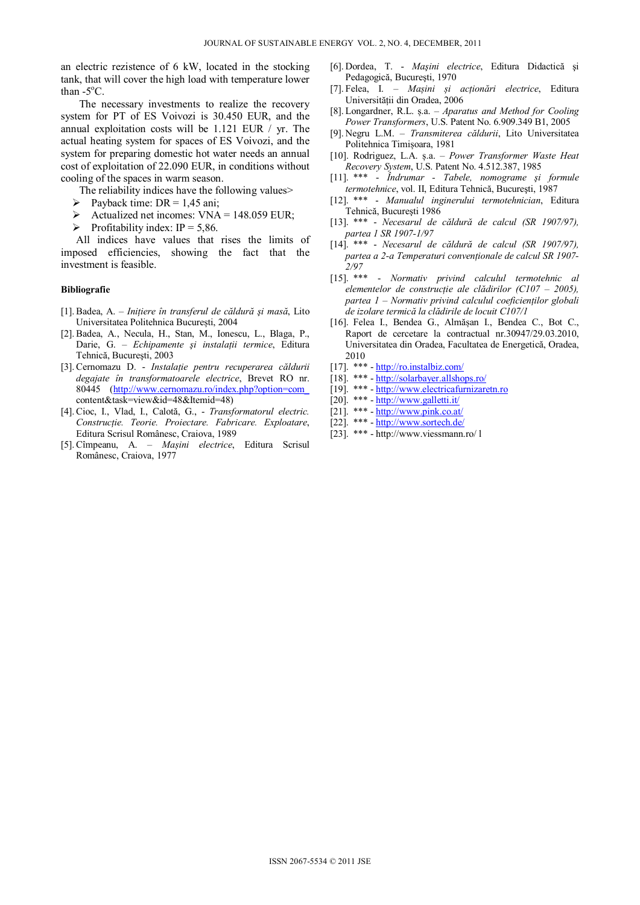an electric rezistence of 6 kW, located in the stocking tank, that will cover the high load with temperature lower than -5°C.

The necessary investments to realize the recovery system for PT of ES Voivozi is 30.450 EUR, and the annual exploitation costs will be 1.121 EUR / yr. The actual heating system for spaces of ES Voivozi, and the system for preparing domestic hot water needs an annual cost of exploitation of 22.090 EUR, in conditions without cooling of the spaces in warm season.

The reliability indices have the following values>

- Payback time: DR = 1,45 ani;
- Actualized net incomes: VNA = 148.059 EUR;
- Profitability index: IP = 5,86.

All indices have values that rises the limits of imposed efficiencies, showing the fact that the investment is feasible.

**Bibliografie**

[1]. Badea, A. – *Inițiere în transferul de căldură şi masă*, Lito Universitatea Politehnica Bucureşti, 2004

[2]. Badea, A., Necula, H., Stan, M., Ionescu, L., Blaga, P., Darie, G. – *Echipamente şi instalații termice*, Editura Tehnică, Bucureşti, 2003

[3]. Cernomazu D. - *Instalație pentru recuperarea căldurii degajate în transformatoarele electrice*, Brevet RO nr. 80445 (http://www.cernomazu.ro/index.php?option=com_content&task=view&id=48&Itemid=48)

[4]. Cioc, I., Vlad, I., Calotă, G., - *Transformatorul electric. Construcție. Teorie. Proiectare. Fabricare. Exploatare*, Editura Scrisul Românesc, Craiova, 1989

[5]. Cîmpeanu, A. – *Maşini electrice*, Editura Scrisul Românesc, Craiova, 1977

[6]. Dordea, T. - *Maşini electrice*, Editura Didactică şi Pedagogică, Bucureşti, 1970

[7]. Felea, I. – *Maşini şi acționări electrice*, Editura Universității din Oradea, 2006

[8]. Longardner, R.L. ş.a. – *Aparatus and Method for Cooling Power Transformers*, U.S. Patent No. 6.909.349 B1, 2005

[9]. Negru L.M. – *Transmiterea căldurii*, Lito Universitatea Politehnica Timişoara, 1981

[10]. Rodriguez, L.A. ş.a. – *Power Transformer Waste Heat Recovery System*, U.S. Patent No. 4.512.387, 1985

[11]. *** - *Îndrumar - Tabele, nomograme şi formule termotehnice*, vol. II, Editura Tehnică, Bucureşti, 1987

[12]. *** - *Manualul inginerului termotehnician*, Editura Tehnică, Bucureşti 1986

[13]. *** - *Necesarul de căldură de calcul (SR 1907/97), partea 1 SR 1907-1/97*

[14]. *** - *Necesarul de căldură de calcul (SR 1907/97), partea a 2-a Temperaturi convenționale de calcul SR 1907-2/97*

[15]. *** - *Normativ privind calculul termotehnic al elementelor de construcție ale clădirilor (C107 – 2005), partea 1 – Normativ privind calculul coeficienților globali de izolare termică la clădirile de locuit C107/1*

[16]. Felea I., Bendea G., Almăşan I., Bendea C., Bot C., Raport de cercetare la contractual nr.30947/29.03.2010, Universitatea din Oradea, Facultatea de Energetică, Oradea, 2010

[17]. *** - http://ro.instalbiz.com/

[18]. *** - http://solarbayer.allshops.ro/

[19]. *** - http://www.electricafurnizaretn.ro

[20]. *** - http://www.galletti.it/

[21]. *** - http://www.pink.co.at/

[22]. *** - http://www.sortech.de/

[23]. *** - http://www.viessmann.ro/ l